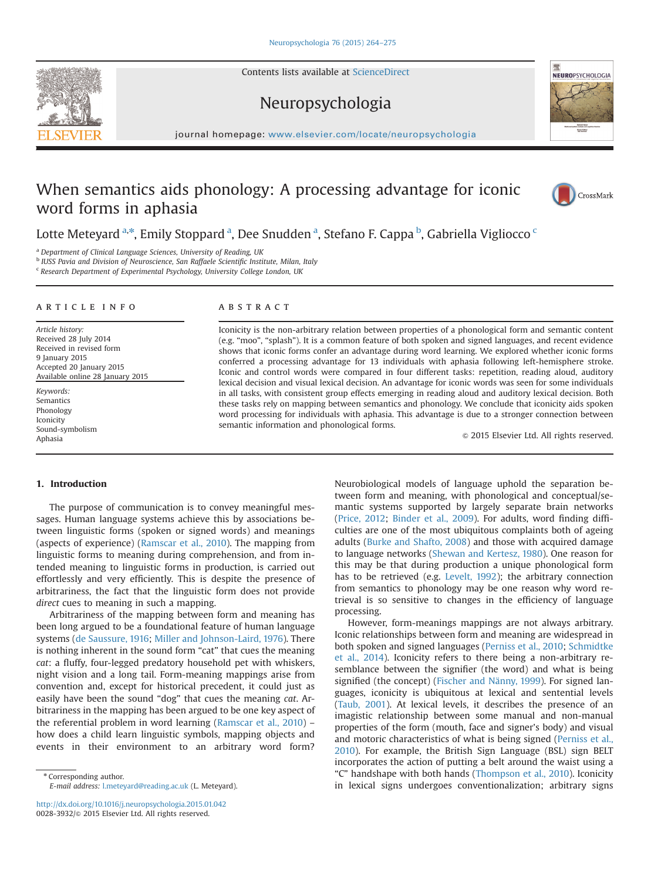# When semantics aids phonology: A processing advantage for iconic word forms in aphasia

Lotte Meteyard [a,*], Emily Stoppard [a], Dee Snudden [a], Stefano F. Cappa [b], Gabriella Vigliocco [c]

[a] Department of Clinical Language Sciences, University of Reading, UK
[b] IUSS Pavia and Division of Neuroscience, San Raffaele Scientific Institute, Milan, Italy
[c] Research Department of Experimental Psychology, University College London, UK

## ARTICLE INFO

*Article history:*
Received 28 July 2014
Received in revised form
9 January 2015
Accepted 20 January 2015
Available online 28 January 2015

*Keywords:*
Semantics
Phonology
Iconicity
Sound-symbolism
Aphasia

## ABSTRACT

Iconicity is the non-arbitrary relation between properties of a phonological form and semantic content (e.g. "moo", "splash"). It is a common feature of both spoken and signed languages, and recent evidence shows that iconic forms confer an advantage during word learning. We explored whether iconic forms conferred a processing advantage for 13 individuals with aphasia following left-hemisphere stroke. Iconic and control words were compared in four different tasks: repetition, reading aloud, auditory lexical decision and visual lexical decision. An advantage for iconic words was seen for some individuals in all tasks, with consistent group effects emerging in reading aloud and auditory lexical decision. Both these tasks rely on mapping between semantics and phonology. We conclude that iconicity aids spoken word processing for individuals with aphasia. This advantage is due to a stronger connection between semantic information and phonological forms.

© 2015 Elsevier Ltd. All rights reserved.

## 1. Introduction

The purpose of communication is to convey meaningful messages. Human language systems achieve this by associations between linguistic forms (spoken or signed words) and meanings (aspects of experience) (Ramscar et al., 2010). The mapping from linguistic forms to meaning during comprehension, and from intended meaning to linguistic forms in production, is carried out effortlessly and very efficiently. This is despite the presence of arbitrariness, the fact that the linguistic form does not provide *direct* cues to meaning in such a mapping.

Arbitrariness of the mapping between form and meaning has been long argued to be a foundational feature of human language systems (de Saussure, 1916; Miller and Johnson-Laird, 1976). There is nothing inherent in the sound form "cat" that cues the meaning *cat*: a fluffy, four-legged predatory household pet with whiskers, night vision and a long tail. Form-meaning mappings arise from convention and, except for historical precedent, it could just as easily have been the sound "dog" that cues the meaning *cat*. Arbitrariness in the mapping has been argued to be one key aspect of the referential problem in word learning (Ramscar et al., 2010) – how does a child learn linguistic symbols, mapping objects and events in their environment to an arbitrary word form? Neurobiological models of language uphold the separation between form and meaning, with phonological and conceptual/semantic systems supported by largely separate brain networks (Price, 2012; Binder et al., 2009). For adults, word finding difficulties are one of the most ubiquitous complaints both of ageing adults (Burke and Shafto, 2008) and those with acquired damage to language networks (Shewan and Kertesz, 1980). One reason for this may be that during production a unique phonological form has to be retrieved (e.g. Levelt, 1992); the arbitrary connection from semantics to phonology may be one reason why word retrieval is so sensitive to changes in the efficiency of language processing.

However, form-meanings mappings are not always arbitrary. Iconic relationships between form and meaning are widespread in both spoken and signed languages (Perniss et al., 2010; Schmidtke et al., 2014). Iconicity refers to there being a non-arbitrary resemblance between the signifier (the word) and what is being signified (the concept) (Fischer and Nänny, 1999). For signed languages, iconicity is ubiquitous at lexical and sentential levels (Taub, 2001). At lexical levels, it describes the presence of an imagistic relationship between some manual and non-manual properties of the form (mouth, face and signer's body) and visual and motoric characteristics of what is being signed (Perniss et al., 2010). For example, the British Sign Language (BSL) sign BELT incorporates the action of putting a belt around the waist using a "C" handshape with both hands (Thompson et al., 2010). Iconicity in lexical signs undergoes conventionalization; arbitrary signs

* Corresponding author.
*E-mail address:* l.meteyard@reading.ac.uk (L. Meteyard).

http://dx.doi.org/10.1016/j.neuropsychologia.2015.01.042
0028-3932/© 2015 Elsevier Ltd. All rights reserved.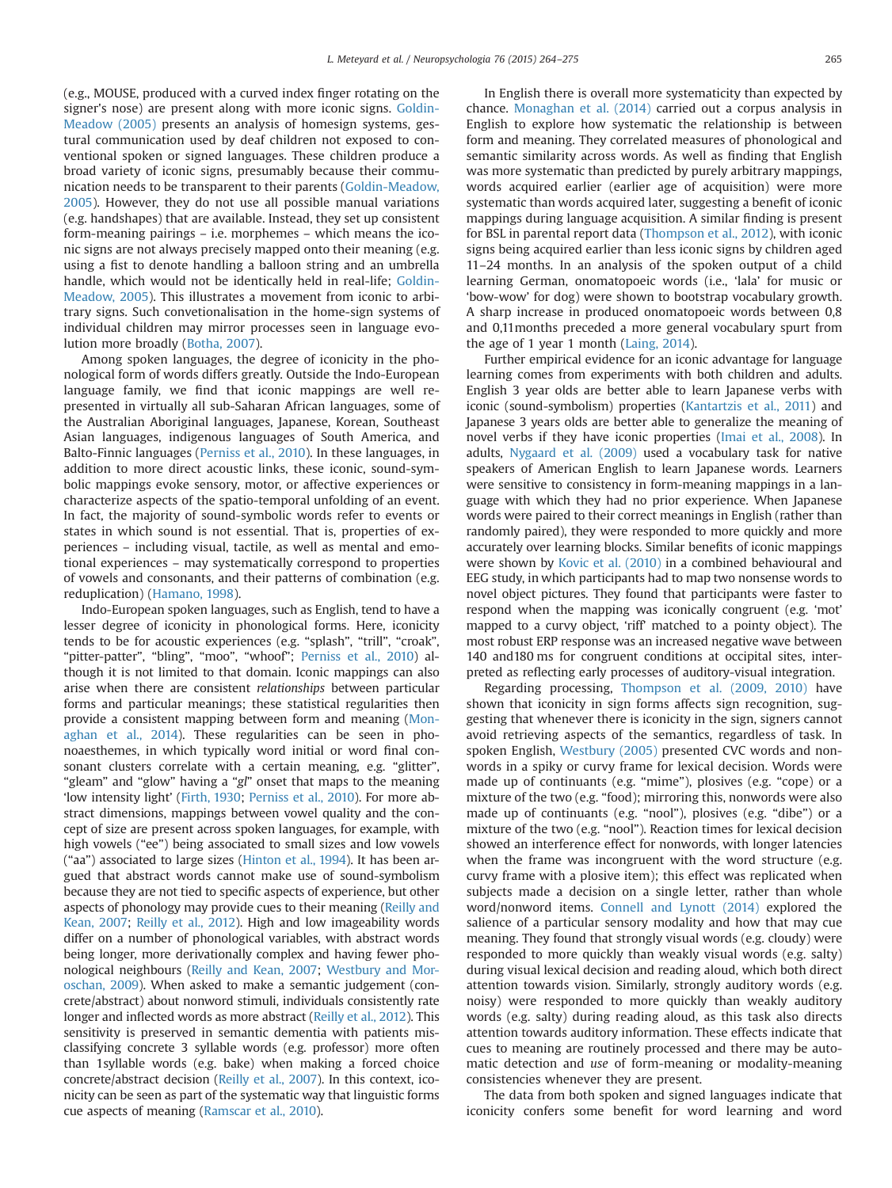(e.g., MOUSE, produced with a curved index finger rotating on the signer's nose) are present along with more iconic signs. Goldin-Meadow (2005) presents an analysis of homesign systems, gestural communication used by deaf children not exposed to conventional spoken or signed languages. These children produce a broad variety of iconic signs, presumably because their communication needs to be transparent to their parents (Goldin-Meadow, 2005). However, they do not use all possible manual variations (e.g. handshapes) that are available. Instead, they set up consistent form-meaning pairings – i.e. morphemes – which means the iconic signs are not always precisely mapped onto their meaning (e.g. using a fist to denote handling a balloon string and an umbrella handle, which would not be identically held in real-life; Goldin-Meadow, 2005). This illustrates a movement from iconic to arbitrary signs. Such convetionalisation in the home-sign systems of individual children may mirror processes seen in language evolution more broadly (Botha, 2007).

Among spoken languages, the degree of iconicity in the phonological form of words differs greatly. Outside the Indo-European language family, we find that iconic mappings are well represented in virtually all sub-Saharan African languages, some of the Australian Aboriginal languages, Japanese, Korean, Southeast Asian languages, indigenous languages of South America, and Balto-Finnic languages (Perniss et al., 2010). In these languages, in addition to more direct acoustic links, these iconic, sound-symbolic mappings evoke sensory, motor, or affective experiences or characterize aspects of the spatio-temporal unfolding of an event. In fact, the majority of sound-symbolic words refer to events or states in which sound is not essential. That is, properties of experiences – including visual, tactile, as well as mental and emotional experiences – may systematically correspond to properties of vowels and consonants, and their patterns of combination (e.g. reduplication) (Hamano, 1998).

Indo-European spoken languages, such as English, tend to have a lesser degree of iconicity in phonological forms. Here, iconicity tends to be for acoustic experiences (e.g. "splash", "trill", "croak", "pitter-patter", "bling", "moo", "whoof"; Perniss et al., 2010) although it is not limited to that domain. Iconic mappings can also arise when there are consistent *relationships* between particular forms and particular meanings; these statistical regularities then provide a consistent mapping between form and meaning (Monaghan et al., 2014). These regularities can be seen in phonoaesthemes, in which typically word initial or word final consonant clusters correlate with a certain meaning, e.g. "glitter", "gleam" and "glow" having a "*gl*" onset that maps to the meaning 'low intensity light' (Firth, 1930; Perniss et al., 2010). For more abstract dimensions, mappings between vowel quality and the concept of size are present across spoken languages, for example, with high vowels ("ee") being associated to small sizes and low vowels ("aa") associated to large sizes (Hinton et al., 1994). It has been argued that abstract words cannot make use of sound-symbolism because they are not tied to specific aspects of experience, but other aspects of phonology may provide cues to their meaning (Reilly and Kean, 2007; Reilly et al., 2012). High and low imageability words differ on a number of phonological variables, with abstract words being longer, more derivationally complex and having fewer phonological neighbours (Reilly and Kean, 2007; Westbury and Moroschan, 2009). When asked to make a semantic judgement (concrete/abstract) about nonword stimuli, individuals consistently rate longer and inflected words as more abstract (Reilly et al., 2012). This sensitivity is preserved in semantic dementia with patients misclassifying concrete 3 syllable words (e.g. professor) more often than 1syllable words (e.g. bake) when making a forced choice concrete/abstract decision (Reilly et al., 2007). In this context, iconicity can be seen as part of the systematic way that linguistic forms cue aspects of meaning (Ramscar et al., 2010).

In English there is overall more systematicity than expected by chance. Monaghan et al. (2014) carried out a corpus analysis in English to explore how systematic the relationship is between form and meaning. They correlated measures of phonological and semantic similarity across words. As well as finding that English was more systematic than predicted by purely arbitrary mappings, words acquired earlier (earlier age of acquisition) were more systematic than words acquired later, suggesting a benefit of iconic mappings during language acquisition. A similar finding is present for BSL in parental report data (Thompson et al., 2012), with iconic signs being acquired earlier than less iconic signs by children aged 11–24 months. In an analysis of the spoken output of a child learning German, onomatopoeic words (i.e., 'lala' for music or 'bow-wow' for dog) were shown to bootstrap vocabulary growth. A sharp increase in produced onomatopoeic words between 0,8 and 0,11months preceded a more general vocabulary spurt from the age of 1 year 1 month (Laing, 2014).

Further empirical evidence for an iconic advantage for language learning comes from experiments with both children and adults. English 3 year olds are better able to learn Japanese verbs with iconic (sound-symbolism) properties (Kantartzis et al., 2011) and Japanese 3 years olds are better able to generalize the meaning of novel verbs if they have iconic properties (Imai et al., 2008). In adults, Nygaard et al. (2009) used a vocabulary task for native speakers of American English to learn Japanese words. Learners were sensitive to consistency in form-meaning mappings in a language with which they had no prior experience. When Japanese words were paired to their correct meanings in English (rather than randomly paired), they were responded to more quickly and more accurately over learning blocks. Similar benefits of iconic mappings were shown by Kovic et al. (2010) in a combined behavioural and EEG study, in which participants had to map two nonsense words to novel object pictures. They found that participants were faster to respond when the mapping was iconically congruent (e.g. 'mot' mapped to a curvy object, 'riff' matched to a pointy object). The most robust ERP response was an increased negative wave between 140 and180 ms for congruent conditions at occipital sites, interpreted as reflecting early processes of auditory-visual integration.

Regarding processing, Thompson et al. (2009, 2010) have shown that iconicity in sign forms affects sign recognition, suggesting that whenever there is iconicity in the sign, signers cannot avoid retrieving aspects of the semantics, regardless of task. In spoken English, Westbury (2005) presented CVC words and nonwords in a spiky or curvy frame for lexical decision. Words were made up of continuants (e.g. "mime"), plosives (e.g. "cope) or a mixture of the two (e.g. "food); mirroring this, nonwords were also made up of continuants (e.g. "nool"), plosives (e.g. "dibe") or a mixture of the two (e.g. "nool"). Reaction times for lexical decision showed an interference effect for nonwords, with longer latencies when the frame was incongruent with the word structure (e.g. curvy frame with a plosive item); this effect was replicated when subjects made a decision on a single letter, rather than whole word/nonword items. Connell and Lynott (2014) explored the salience of a particular sensory modality and how that may cue meaning. They found that strongly visual words (e.g. cloudy) were responded to more quickly than weakly visual words (e.g. salty) during visual lexical decision and reading aloud, which both direct attention towards vision. Similarly, strongly auditory words (e.g. noisy) were responded to more quickly than weakly auditory words (e.g. salty) during reading aloud, as this task also directs attention towards auditory information. These effects indicate that cues to meaning are routinely processed and there may be automatic detection and *use* of form-meaning or modality-meaning consistencies whenever they are present.

The data from both spoken and signed languages indicate that iconicity confers some benefit for word learning and word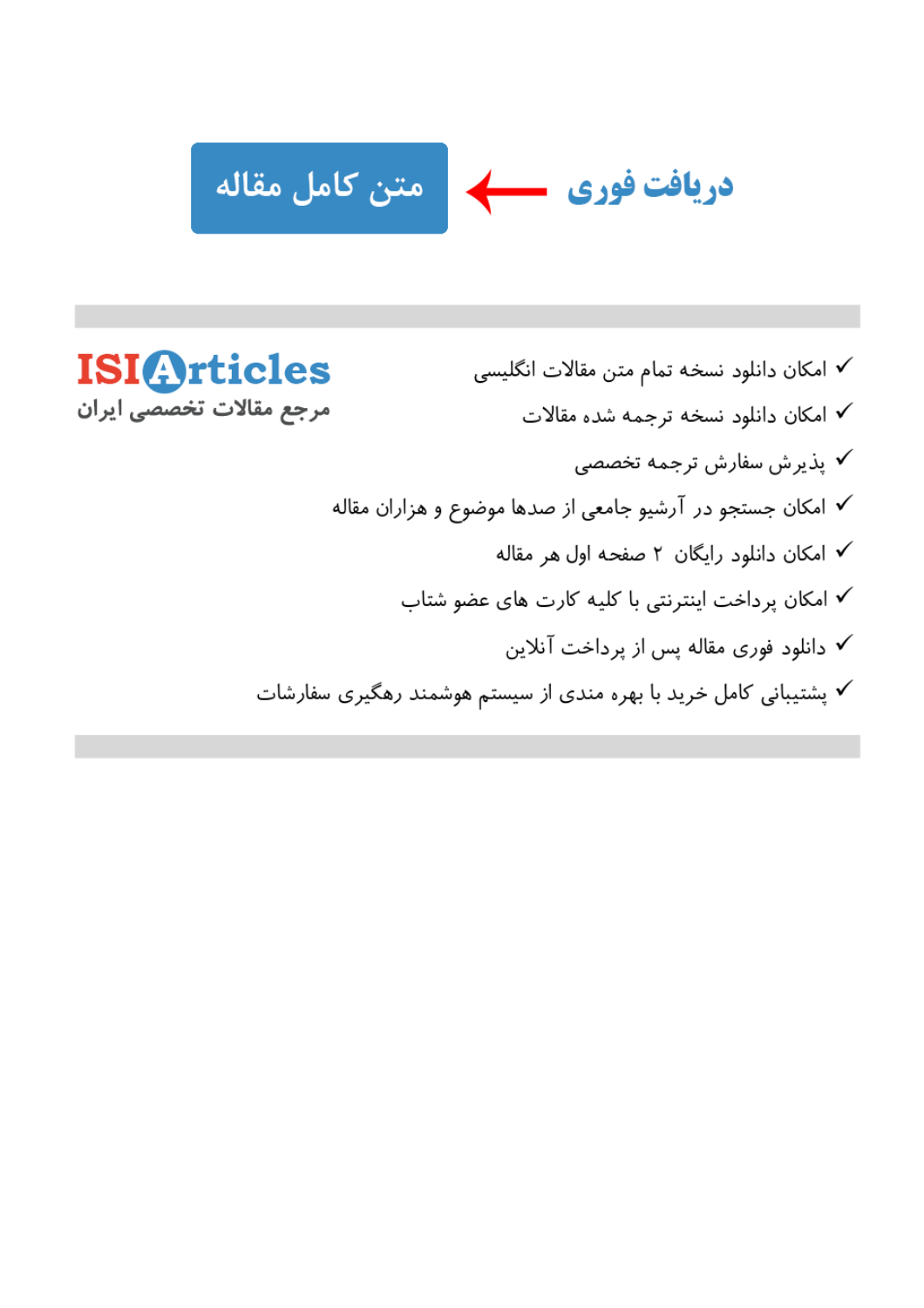دریافت فوری ← **متن کامل مقاله**

**ISIArticles**
مرجع مقالات تخصصی ایران

- ✓ امکان دانلود نسخه تمام متن مقالات انگلیسی
- ✓ امکان دانلود نسخه ترجمه شده مقالات
- ✓ پذیرش سفارش ترجمه تخصصی
- ✓ امکان جستجو در آرشیو جامعی از صدها موضوع و هزاران مقاله
- ✓ امکان دانلود رایگان ۲ صفحه اول هر مقاله
- ✓ امکان پرداخت اینترنتی با کلیه کارت های عضو شتاب
- ✓ دانلود فوری مقاله پس از پرداخت آنلاین
- ✓ پشتیبانی کامل خرید با بهره مندی از سیستم هوشمند رهگیری سفارشات